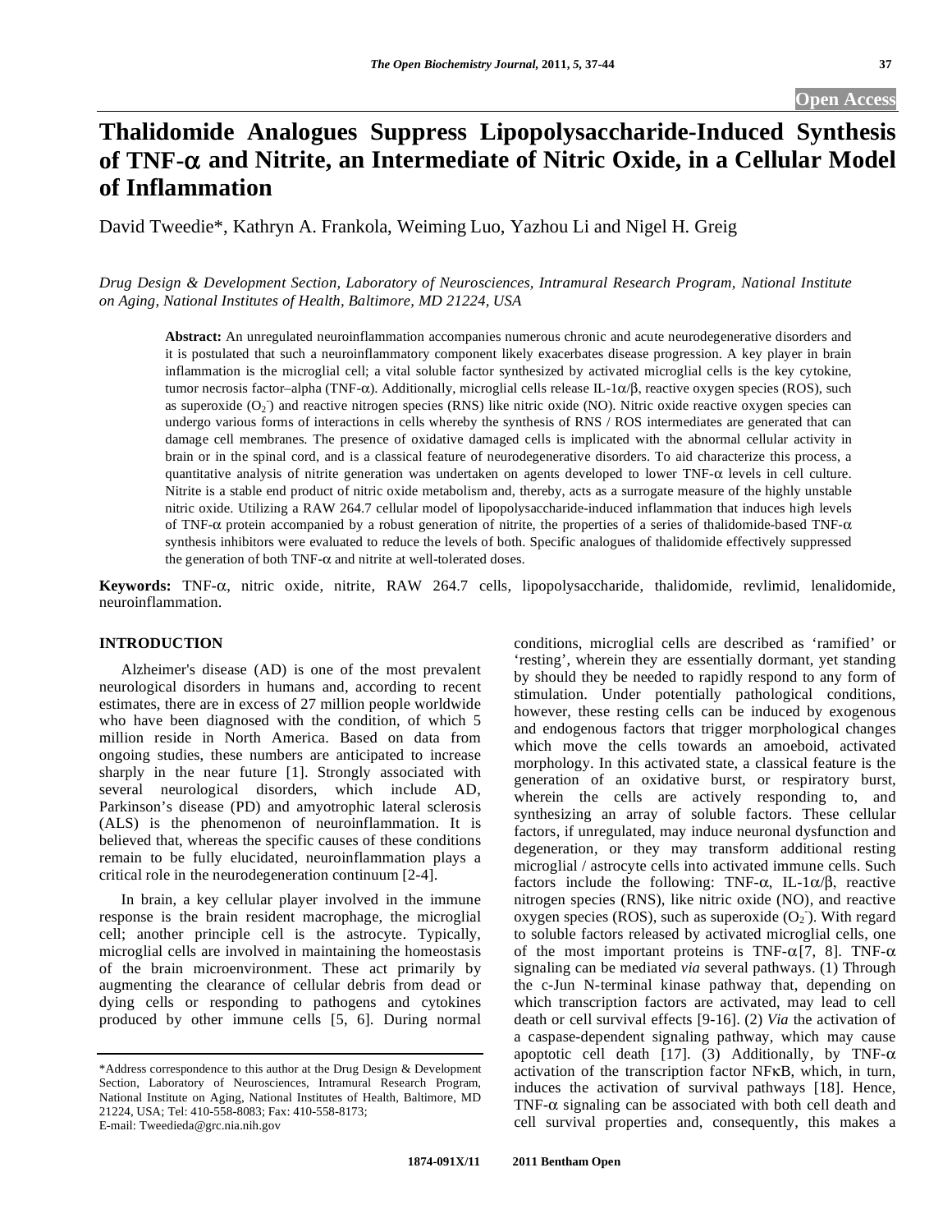# Thalidomide Analogues Suppress Lipopolysaccharide-Induced Synthesis of TNF-α and Nitrite, an Intermediate of Nitric Oxide, in a Cellular Model of Inflammation

David Tweedie*, Kathryn A. Frankola, Weiming Luo, Yazhou Li and Nigel H. Greig

*Drug Design & Development Section, Laboratory of Neurosciences, Intramural Research Program, National Institute on Aging, National Institutes of Health, Baltimore, MD 21224, USA*

**Abstract:** An unregulated neuroinflammation accompanies numerous chronic and acute neurodegenerative disorders and it is postulated that such a neuroinflammatory component likely exacerbates disease progression. A key player in brain inflammation is the microglial cell; a vital soluble factor synthesized by activated microglial cells is the key cytokine, tumor necrosis factor–alpha (TNF-α). Additionally, microglial cells release IL-1α/β, reactive oxygen species (ROS), such as superoxide ($O_2^-$) and reactive nitrogen species (RNS) like nitric oxide (NO). Nitric oxide reactive oxygen species can undergo various forms of interactions in cells whereby the synthesis of RNS / ROS intermediates are generated that can damage cell membranes. The presence of oxidative damaged cells is implicated with the abnormal cellular activity in brain or in the spinal cord, and is a classical feature of neurodegenerative disorders. To aid characterize this process, a quantitative analysis of nitrite generation was undertaken on agents developed to lower TNF-α levels in cell culture. Nitrite is a stable end product of nitric oxide metabolism and, thereby, acts as a surrogate measure of the highly unstable nitric oxide. Utilizing a RAW 264.7 cellular model of lipopolysaccharide-induced inflammation that induces high levels of TNF-α protein accompanied by a robust generation of nitrite, the properties of a series of thalidomide-based TNF-α synthesis inhibitors were evaluated to reduce the levels of both. Specific analogues of thalidomide effectively suppressed the generation of both TNF-α and nitrite at well-tolerated doses.

**Keywords:** TNF-α, nitric oxide, nitrite, RAW 264.7 cells, lipopolysaccharide, thalidomide, revlimid, lenalidomide, neuroinflammation.

## INTRODUCTION

Alzheimer's disease (AD) is one of the most prevalent neurological disorders in humans and, according to recent estimates, there are in excess of 27 million people worldwide who have been diagnosed with the condition, of which 5 million reside in North America. Based on data from ongoing studies, these numbers are anticipated to increase sharply in the near future [1]. Strongly associated with several neurological disorders, which include AD, Parkinson's disease (PD) and amyotrophic lateral sclerosis (ALS) is the phenomenon of neuroinflammation. It is believed that, whereas the specific causes of these conditions remain to be fully elucidated, neuroinflammation plays a critical role in the neurodegeneration continuum [2-4].

In brain, a key cellular player involved in the immune response is the brain resident macrophage, the microglial cell; another principle cell is the astrocyte. Typically, microglial cells are involved in maintaining the homeostasis of the brain microenvironment. These act primarily by augmenting the clearance of cellular debris from dead or dying cells or responding to pathogens and cytokines produced by other immune cells [5, 6]. During normal conditions, microglial cells are described as 'ramified' or 'resting', wherein they are essentially dormant, yet standing by should they be needed to rapidly respond to any form of stimulation. Under potentially pathological conditions, however, these resting cells can be induced by exogenous and endogenous factors that trigger morphological changes which move the cells towards an amoeboid, activated morphology. In this activated state, a classical feature is the generation of an oxidative burst, or respiratory burst, wherein the cells are actively responding to, and synthesizing an array of soluble factors. These cellular factors, if unregulated, may induce neuronal dysfunction and degeneration, or they may transform additional resting microglial / astrocyte cells into activated immune cells. Such factors include the following: TNF-α, IL-1α/β, reactive nitrogen species (RNS), like nitric oxide (NO), and reactive oxygen species (ROS), such as superoxide ($O_2^-$). With regard to soluble factors released by activated microglial cells, one of the most important proteins is TNF-α [7, 8]. TNF-α signaling can be mediated *via* several pathways. (1) Through the c-Jun N-terminal kinase pathway that, depending on which transcription factors are activated, may lead to cell death or cell survival effects [9-16]. (2) *Via* the activation of a caspase-dependent signaling pathway, which may cause apoptotic cell death [17]. (3) Additionally, by TNF-α activation of the transcription factor NFκB, which, in turn, induces the activation of survival pathways [18]. Hence, TNF-α signaling can be associated with both cell death and cell survival properties and, consequently, this makes a

---

*Address correspondence to this author at the Drug Design & Development Section, Laboratory of Neurosciences, Intramural Research Program, National Institute on Aging, National Institutes of Health, Baltimore, MD 21224, USA; Tel: 410-558-8083; Fax: 410-558-8173; E-mail: Tweediedа@grc.nia.nih.gov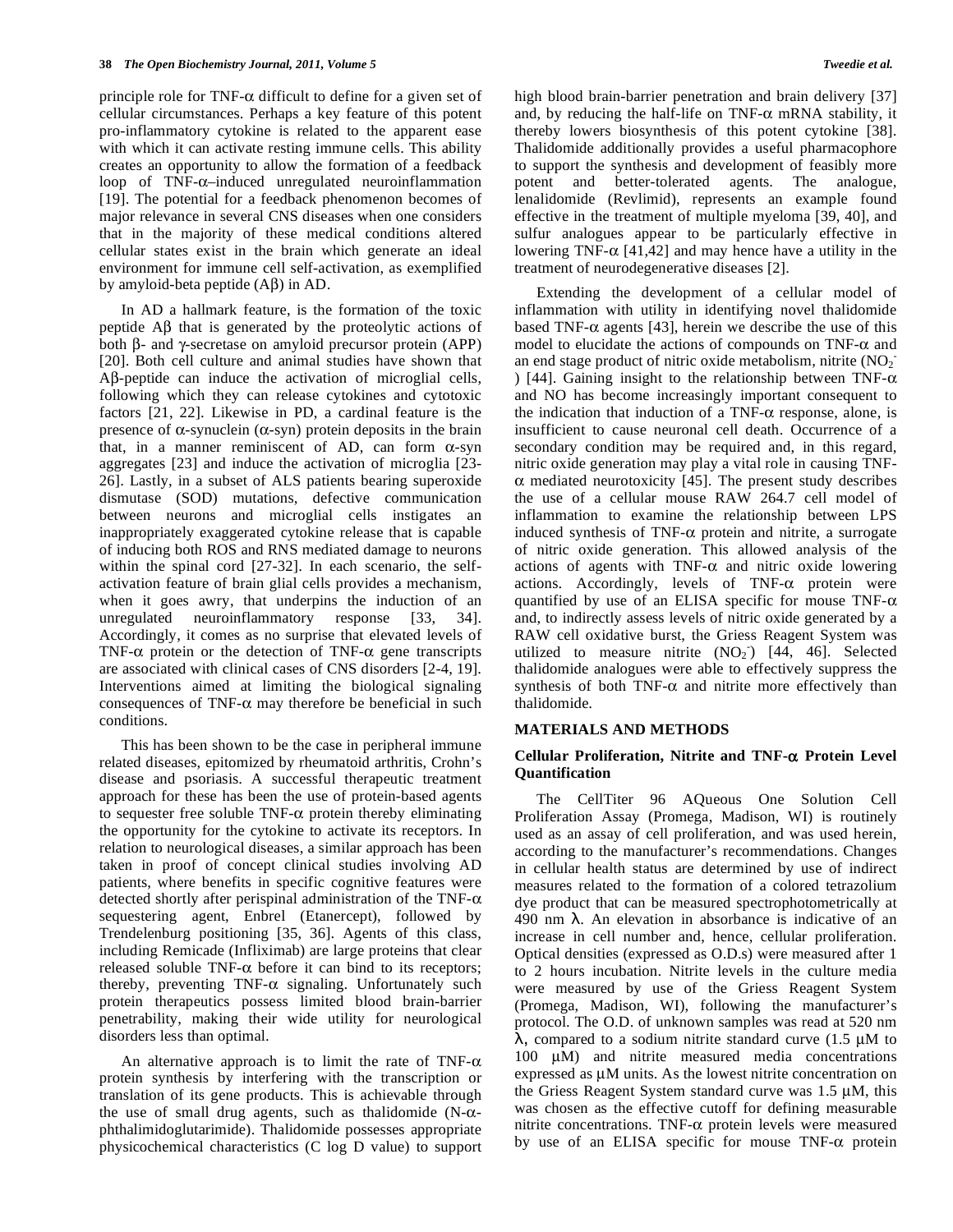principle role for TNF-α difficult to define for a given set of cellular circumstances. Perhaps a key feature of this potent pro-inflammatory cytokine is related to the apparent ease with which it can activate resting immune cells. This ability creates an opportunity to allow the formation of a feedback loop of TNF-α–induced unregulated neuroinflammation [19]. The potential for a feedback phenomenon becomes of major relevance in several CNS diseases when one considers that in the majority of these medical conditions altered cellular states exist in the brain which generate an ideal environment for immune cell self-activation, as exemplified by amyloid-beta peptide (Aβ) in AD.

In AD a hallmark feature, is the formation of the toxic peptide Aβ that is generated by the proteolytic actions of both β- and γ-secretase on amyloid precursor protein (APP) [20]. Both cell culture and animal studies have shown that Aβ-peptide can induce the activation of microglial cells, following which they can release cytokines and cytotoxic factors [21, 22]. Likewise in PD, a cardinal feature is the presence of α-synuclein (α-syn) protein deposits in the brain that, in a manner reminiscent of AD, can form α-syn aggregates [23] and induce the activation of microglia [23-26]. Lastly, in a subset of ALS patients bearing superoxide dismutase (SOD) mutations, defective communication between neurons and microglial cells instigates an inappropriately exaggerated cytokine release that is capable of inducing both ROS and RNS mediated damage to neurons within the spinal cord [27-32]. In each scenario, the self-activation feature of brain glial cells provides a mechanism, when it goes awry, that underpins the induction of an unregulated neuroinflammatory response [33, 34]. Accordingly, it comes as no surprise that elevated levels of TNF-α protein or the detection of TNF-α gene transcripts are associated with clinical cases of CNS disorders [2-4, 19]. Interventions aimed at limiting the biological signaling consequences of TNF-α may therefore be beneficial in such conditions.

This has been shown to be the case in peripheral immune related diseases, epitomized by rheumatoid arthritis, Crohn's disease and psoriasis. A successful therapeutic treatment approach for these has been the use of protein-based agents to sequester free soluble TNF-α protein thereby eliminating the opportunity for the cytokine to activate its receptors. In relation to neurological diseases, a similar approach has been taken in proof of concept clinical studies involving AD patients, where benefits in specific cognitive features were detected shortly after perispinal administration of the TNF-α sequestering agent, Enbrel (Etanercept), followed by Trendelenburg positioning [35, 36]. Agents of this class, including Remicade (Infliximab) are large proteins that clear released soluble TNF-α before it can bind to its receptors; thereby, preventing TNF-α signaling. Unfortunately such protein therapeutics possess limited blood brain-barrier penetrability, making their wide utility for neurological disorders less than optimal.

An alternative approach is to limit the rate of TNF-α protein synthesis by interfering with the transcription or translation of its gene products. This is achievable through the use of small drug agents, such as thalidomide (N-α-phthalimidoglutarimide). Thalidomide possesses appropriate physicochemical characteristics (C log D value) to support high blood brain-barrier penetration and brain delivery [37] and, by reducing the half-life on TNF-α mRNA stability, it thereby lowers biosynthesis of this potent cytokine [38]. Thalidomide additionally provides a useful pharmacophore to support the synthesis and development of feasibly more potent and better-tolerated agents. The analogue, lenalidomide (Revlimid), represents an example found effective in the treatment of multiple myeloma [39, 40], and sulfur analogues appear to be particularly effective in lowering TNF-α [41,42] and may hence have a utility in the treatment of neurodegenerative diseases [2].

Extending the development of a cellular model of inflammation with utility in identifying novel thalidomide based TNF-α agents [43], herein we describe the use of this model to elucidate the actions of compounds on TNF-α and an end stage product of nitric oxide metabolism, nitrite ($NO_2^-$) [44]. Gaining insight to the relationship between TNF-α and NO has become increasingly important consequent to the indication that induction of a TNF-α response, alone, is insufficient to cause neuronal cell death. Occurrence of a secondary condition may be required and, in this regard, nitric oxide generation may play a vital role in causing TNF-α mediated neurotoxicity [45]. The present study describes the use of a cellular mouse RAW 264.7 cell model of inflammation to examine the relationship between LPS induced synthesis of TNF-α protein and nitrite, a surrogate of nitric oxide generation. This allowed analysis of the actions of agents with TNF-α and nitric oxide lowering actions. Accordingly, levels of TNF-α protein were quantified by use of an ELISA specific for mouse TNF-α and, to indirectly assess levels of nitric oxide generated by a RAW cell oxidative burst, the Griess Reagent System was utilized to measure nitrite ($NO_2^-$) [44, 46]. Selected thalidomide analogues were able to effectively suppress the synthesis of both TNF-α and nitrite more effectively than thalidomide.

## MATERIALS AND METHODS

### Cellular Proliferation, Nitrite and TNF-α Protein Level Quantification

The CellTiter 96 AQueous One Solution Cell Proliferation Assay (Promega, Madison, WI) is routinely used as an assay of cell proliferation, and was used herein, according to the manufacturer's recommendations. Changes in cellular health status are determined by use of indirect measures related to the formation of a colored tetrazolium dye product that can be measured spectrophotometrically at 490 nm λ. An elevation in absorbance is indicative of an increase in cell number and, hence, cellular proliferation. Optical densities (expressed as O.D.s) were measured after 1 to 2 hours incubation. Nitrite levels in the culture media were measured by use of the Griess Reagent System (Promega, Madison, WI), following the manufacturer's protocol. The O.D. of unknown samples was read at 520 nm λ, compared to a sodium nitrite standard curve (1.5 μM to 100 μM) and nitrite measured media concentrations expressed as μM units. As the lowest nitrite concentration on the Griess Reagent System standard curve was 1.5 μM, this was chosen as the effective cutoff for defining measurable nitrite concentrations. TNF-α protein levels were measured by use of an ELISA specific for mouse TNF-α protein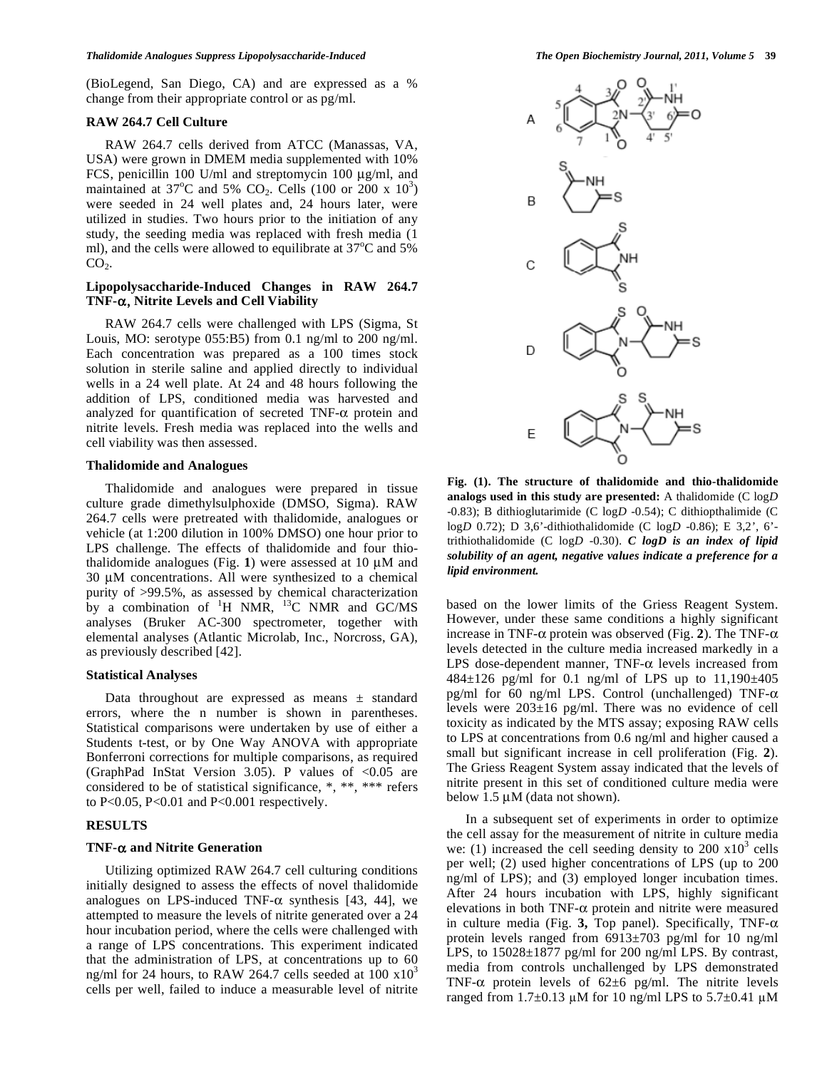(BioLegend, San Diego, CA) and are expressed as a % change from their appropriate control or as pg/ml.

### RAW 264.7 Cell Culture

RAW 264.7 cells derived from ATCC (Manassas, VA, USA) were grown in DMEM media supplemented with 10% FCS, penicillin 100 U/ml and streptomycin 100 µg/ml, and maintained at 37°C and 5% $CO_2$. Cells (100 or 200 x $10^3$) were seeded in 24 well plates and, 24 hours later, were utilized in studies. Two hours prior to the initiation of any study, the seeding media was replaced with fresh media (1 ml), and the cells were allowed to equilibrate at 37°C and 5% $CO_2$.

### Lipopolysaccharide-Induced Changes in RAW 264.7 TNF-α, Nitrite Levels and Cell Viability

RAW 264.7 cells were challenged with LPS (Sigma, St Louis, MO: serotype 055:B5) from 0.1 ng/ml to 200 ng/ml. Each concentration was prepared as a 100 times stock solution in sterile saline and applied directly to individual wells in a 24 well plate. At 24 and 48 hours following the addition of LPS, conditioned media was harvested and analyzed for quantification of secreted TNF-α protein and nitrite levels. Fresh media was replaced into the wells and cell viability was then assessed.

### Thalidomide and Analogues

Thalidomide and analogues were prepared in tissue culture grade dimethylsulphoxide (DMSO, Sigma). RAW 264.7 cells were pretreated with thalidomide, analogues or vehicle (at 1:200 dilution in 100% DMSO) one hour prior to LPS challenge. The effects of thalidomide and four thio-thalidomide analogues (Fig. **1**) were assessed at 10 µM and 30 µM concentrations. All were synthesized to a chemical purity of >99.5%, as assessed by chemical characterization by a combination of $^1$H NMR, $^{13}$C NMR and GC/MS analyses (Bruker AC-300 spectrometer, together with elemental analyses (Atlantic Microlab, Inc., Norcross, GA), as previously described [42].

### Statistical Analyses

Data throughout are expressed as means ± standard errors, where the n number is shown in parentheses. Statistical comparisons were undertaken by use of either a Students t-test, or by One Way ANOVA with appropriate Bonferroni corrections for multiple comparisons, as required (GraphPad InStat Version 3.05). P values of <0.05 are considered to be of statistical significance, *, **, *** refers to P<0.05, P<0.01 and P<0.001 respectively.

## RESULTS

### TNF-α and Nitrite Generation

Utilizing optimized RAW 264.7 cell culturing conditions initially designed to assess the effects of novel thalidomide analogues on LPS-induced TNF-α synthesis [43, 44], we attempted to measure the levels of nitrite generated over a 24 hour incubation period, where the cells were challenged with a range of LPS concentrations. This experiment indicated that the administration of LPS, at concentrations up to 60 ng/ml for 24 hours, to RAW 264.7 cells seeded at 100 x$10^3$ cells per well, failed to induce a measurable level of nitrite based on the lower limits of the Griess Reagent System. However, under these same conditions a highly significant increase in TNF-α protein was observed (Fig. **2**). The TNF-α levels detected in the culture media increased markedly in a LPS dose-dependent manner, TNF-α levels increased from 484±126 pg/ml for 0.1 ng/ml of LPS up to 11,190±405 pg/ml for 60 ng/ml LPS. Control (unchallenged) TNF-α levels were 203±16 pg/ml. There was no evidence of cell toxicity as indicated by the MTS assay; exposing RAW cells to LPS at concentrations from 0.6 ng/ml and higher caused a small but significant increase in cell proliferation (Fig. **2**). The Griess Reagent System assay indicated that the levels of nitrite present in this set of conditioned culture media were below 1.5 µM (data not shown).

**Fig. (1). The structure of thalidomide and thio-thalidomide analogs used in this study are presented:** A thalidomide (C log*D* -0.83); B dithioglutarimide (C log*D* -0.54); C dithiopthalimide (C log*D* 0.72); D 3,6'-dithiothalidomide (C log*D* -0.86); E 3,2', 6'-trithiothalidomide (C log*D* -0.30). ***C logD is an index of lipid solubility of an agent, negative values indicate a preference for a lipid environment.***

In a subsequent set of experiments in order to optimize the cell assay for the measurement of nitrite in culture media we: (1) increased the cell seeding density to 200 x$10^3$ cells per well; (2) used higher concentrations of LPS (up to 200 ng/ml of LPS); and (3) employed longer incubation times. After 24 hours incubation with LPS, highly significant elevations in both TNF-α protein and nitrite were measured in culture media (Fig. **3,** Top panel). Specifically, TNF-α protein levels ranged from 6913±703 pg/ml for 10 ng/ml LPS, to 15028±1877 pg/ml for 200 ng/ml LPS. By contrast, media from controls unchallenged by LPS demonstrated TNF-α protein levels of 62±6 pg/ml. The nitrite levels ranged from 1.7±0.13 µM for 10 ng/ml LPS to 5.7±0.41 µM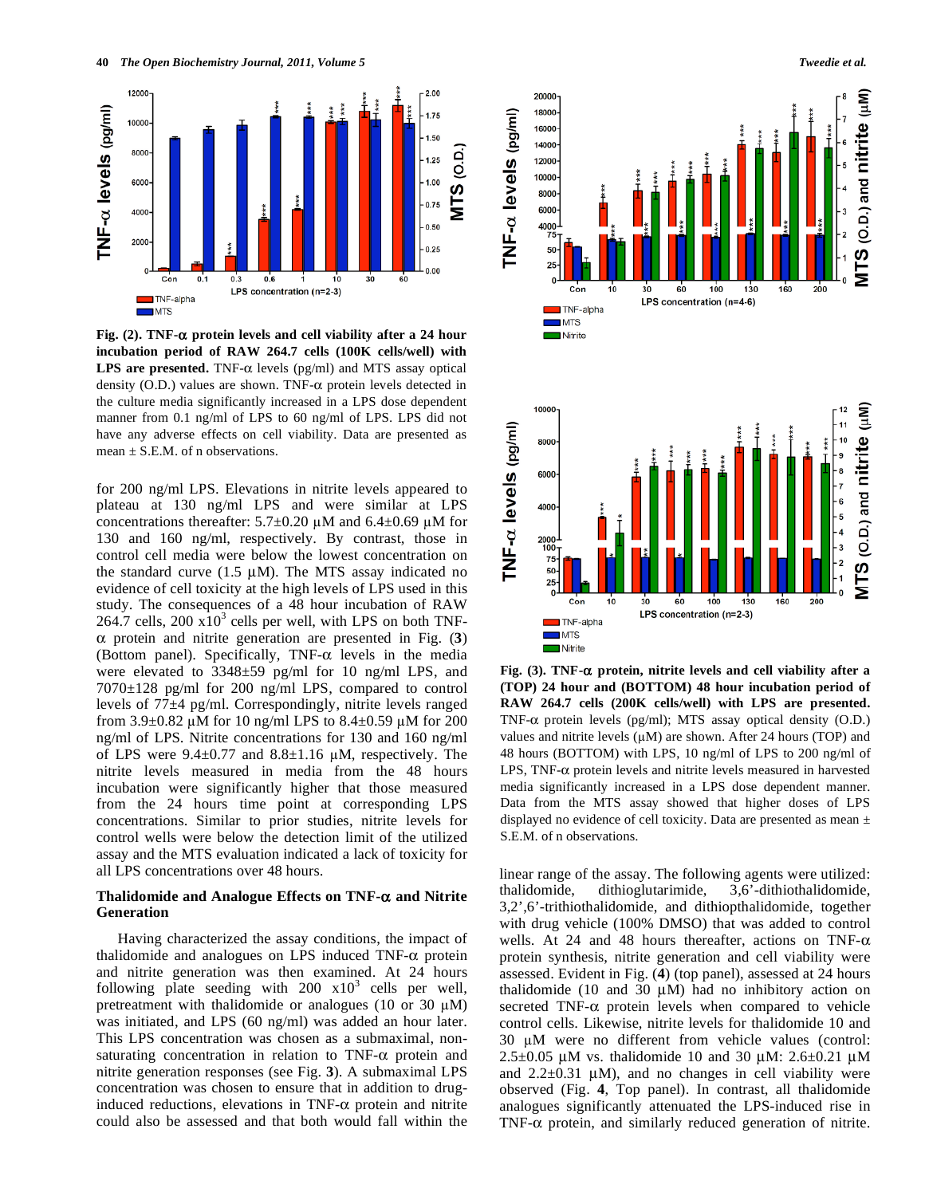**Fig. (2). TNF-α protein levels and cell viability after a 24 hour incubation period of RAW 264.7 cells (100K cells/well) with LPS are presented.** TNF-α levels (pg/ml) and MTS assay optical density (O.D.) values are shown. TNF-α protein levels detected in the culture media significantly increased in a LPS dose dependent manner from 0.1 ng/ml of LPS to 60 ng/ml of LPS. LPS did not have any adverse effects on cell viability. Data are presented as mean ± S.E.M. of n observations.

for 200 ng/ml LPS. Elevations in nitrite levels appeared to plateau at 130 ng/ml LPS and were similar at LPS concentrations thereafter: 5.7±0.20 µM and 6.4±0.69 µM for 130 and 160 ng/ml, respectively. By contrast, those in control cell media were below the lowest concentration on the standard curve (1.5 µM). The MTS assay indicated no evidence of cell toxicity at the high levels of LPS used in this study. The consequences of a 48 hour incubation of RAW 264.7 cells, 200 $x10^3$ cells per well, with LPS on both TNF-α protein and nitrite generation are presented in Fig. (**3**) (Bottom panel). Specifically, TNF-α levels in the media were elevated to 3348±59 pg/ml for 10 ng/ml LPS, and 7070±128 pg/ml for 200 ng/ml LPS, compared to control levels of 77±4 pg/ml. Correspondingly, nitrite levels ranged from 3.9±0.82 µM for 10 ng/ml LPS to 8.4±0.59 µM for 200 ng/ml of LPS. Nitrite concentrations for 130 and 160 ng/ml of LPS were 9.4±0.77 and 8.8±1.16 µM, respectively. The nitrite levels measured in media from the 48 hours incubation were significantly higher that those measured from the 24 hours time point at corresponding LPS concentrations. Similar to prior studies, nitrite levels for control wells were below the detection limit of the utilized assay and the MTS evaluation indicated a lack of toxicity for all LPS concentrations over 48 hours.

### Thalidomide and Analogue Effects on TNF-α and Nitrite Generation

Having characterized the assay conditions, the impact of thalidomide and analogues on LPS induced TNF-α protein and nitrite generation was then examined. At 24 hours following plate seeding with 200 $x10^3$ cells per well, pretreatment with thalidomide or analogues (10 or 30 µM) was initiated, and LPS (60 ng/ml) was added an hour later. This LPS concentration was chosen as a submaximal, non-saturating concentration in relation to TNF-α protein and nitrite generation responses (see Fig. **3**). A submaximal LPS concentration was chosen to ensure that in addition to drug-induced reductions, elevations in TNF-α protein and nitrite could also be assessed and that both would fall within the

**Fig. (3). TNF-α protein, nitrite levels and cell viability after a (TOP) 24 hour and (BOTTOM) 48 hour incubation period of RAW 264.7 cells (200K cells/well) with LPS are presented.** TNF-α protein levels (pg/ml); MTS assay optical density (O.D.) values and nitrite levels (µM) are shown. After 24 hours (TOP) and 48 hours (BOTTOM) with LPS, 10 ng/ml of LPS to 200 ng/ml of LPS, TNF-α protein levels and nitrite levels measured in harvested media significantly increased in a LPS dose dependent manner. Data from the MTS assay showed that higher doses of LPS displayed no evidence of cell toxicity. Data are presented as mean ± S.E.M. of n observations.

linear range of the assay. The following agents were utilized: thalidomide, dithioglutarimide, 3,6'-dithiothalidomide, 3,2',6'-trithiothalidomide, and dithiopthalidomide, together with drug vehicle (100% DMSO) that was added to control wells. At 24 and 48 hours thereafter, actions on TNF-α protein synthesis, nitrite generation and cell viability were assessed. Evident in Fig. (**4**) (top panel), assessed at 24 hours thalidomide (10 and 30 µM) had no inhibitory action on secreted TNF-α protein levels when compared to vehicle control cells. Likewise, nitrite levels for thalidomide 10 and 30 µM were no different from vehicle values (control: 2.5±0.05 µM vs. thalidomide 10 and 30 µM: 2.6±0.21 µM and 2.2±0.31 µM), and no changes in cell viability were observed (Fig. **4**, Top panel). In contrast, all thalidomide analogues significantly attenuated the LPS-induced rise in TNF-α protein, and similarly reduced generation of nitrite.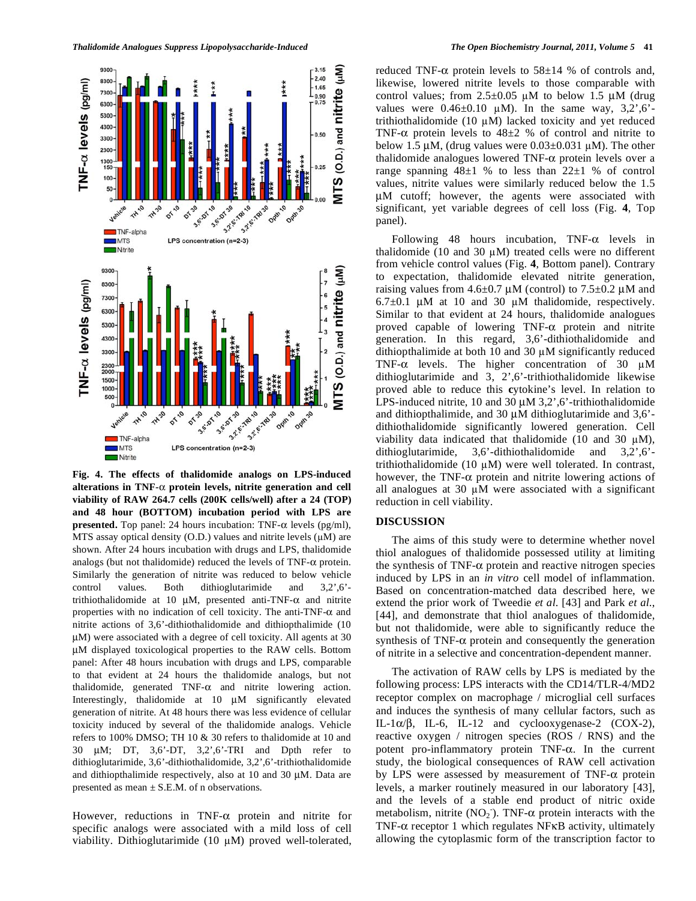**Fig. 4. The effects of thalidomide analogs on LPS-induced alterations in TNF-α protein levels, nitrite generation and cell viability of RAW 264.7 cells (200K cells/well) after a 24 (TOP) and 48 hour (BOTTOM) incubation period with LPS are presented.** Top panel: 24 hours incubation: TNF-α levels (pg/ml), MTS assay optical density (O.D.) values and nitrite levels (μM) are shown. After 24 hours incubation with drugs and LPS, thalidomide analogs (but not thalidomide) reduced the levels of TNF-α protein. Similarly the generation of nitrite was reduced to below vehicle control values. Both dithioglutarimide and 3,2',6'-trithiothalidomide at 10 μM, presented anti-TNF-α and nitrite properties with no indication of cell toxicity. The anti-TNF-α and nitrite actions of 3,6'-dithiothalidomide and dithiopthalimide (10 μM) were associated with a degree of cell toxicity. All agents at 30 μM displayed toxicological properties to the RAW cells. Bottom panel: After 48 hours incubation with drugs and LPS, comparable to that evident at 24 hours the thalidomide analogs, but not thalidomide, generated TNF-α and nitrite lowering action. Interestingly, thalidomide at 10 μM significantly elevated generation of nitrite. At 48 hours there was less evidence of cellular toxicity induced by several of the thalidomide analogs. Vehicle refers to 100% DMSO; TH 10 & 30 refers to thalidomide at 10 and 30 μM; DT, 3,6'-DT, 3,2',6'-TRI and Dpth refer to dithioglutarimide, 3,6'-dithiothalidomide, 3,2',6'-trithiothalidomide and dithiopthalimide respectively, also at 10 and 30 μM. Data are presented as mean ± S.E.M. of n observations.

However, reductions in TNF-α protein and nitrite for specific analogs were associated with a mild loss of cell viability. Dithioglutarimide (10 μM) proved well-tolerated, reduced TNF-α protein levels to 58±14 % of controls and, likewise, lowered nitrite levels to those comparable with control values; from 2.5±0.05 μM to below 1.5 μM (drug values were 0.46±0.10 μM). In the same way, 3,2',6'-trithiothalidomide (10 μM) lacked toxicity and yet reduced TNF-α protein levels to 48±2 % of control and nitrite to below 1.5 μM, (drug values were 0.03±0.031 μM). The other thalidomide analogues lowered TNF-α protein levels over a range spanning 48±1 % to less than 22±1 % of control values, nitrite values were similarly reduced below the 1.5 μM cutoff; however, the agents were associated with significant, yet variable degrees of cell loss (Fig. **4**, Top panel).

Following 48 hours incubation, TNF-α levels in thalidomide (10 and 30 μM) treated cells were no different from vehicle control values (Fig. **4**, Bottom panel). Contrary to expectation, thalidomide elevated nitrite generation, raising values from 4.6±0.7 μM (control) to 7.5±0.2 μM and 6.7±0.1 μM at 10 and 30 μM thalidomide, respectively. Similar to that evident at 24 hours, thalidomide analogues proved capable of lowering TNF-α protein and nitrite generation. In this regard, 3,6'-dithiothalidomide and dithiopthalimide at both 10 and 30 μM significantly reduced TNF-α levels. The higher concentration of 30 μM dithioglutarimide and 3, 2',6'-trithiothalidomide likewise proved able to reduce this **c**ytokine's level. In relation to LPS-induced nitrite, 10 and 30 μM 3,2',6'-trithiothalidomide and dithiopthalimide, and 30 μM dithioglutarimide and 3,6'-dithiothalidomide significantly lowered generation. Cell viability data indicated that thalidomide (10 and 30 μM), dithioglutarimide, 3,6'-dithiothalidomide and 3,2',6'-trithiothalidomide (10 μM) were well tolerated. In contrast, however, the TNF-α protein and nitrite lowering actions of all analogues at 30 μM were associated with a significant reduction in cell viability.

## DISCUSSION

The aims of this study were to determine whether novel thiol analogues of thalidomide possessed utility at limiting the synthesis of TNF-α protein and reactive nitrogen species induced by LPS in an *in vitro* cell model of inflammation. Based on concentration-matched data described here, we extend the prior work of Tweedie *et al.* [43] and Park *et al.*, [44], and demonstrate that thiol analogues of thalidomide, but not thalidomide, were able to significantly reduce the synthesis of TNF-α protein and consequently the generation of nitrite in a selective and concentration-dependent manner.

The activation of RAW cells by LPS is mediated by the following process: LPS interacts with the CD14/TLR-4/MD2 receptor complex on macrophage / microglial cell surfaces and induces the synthesis of many cellular factors, such as IL-1α/β, IL-6, IL-12 and cyclooxygenase-2 (COX-2), reactive oxygen / nitrogen species (ROS / RNS) and the potent pro-inflammatory protein TNF-α. In the current study, the biological consequences of RAW cell activation by LPS were assessed by measurement of TNF-α protein levels, a marker routinely measured in our laboratory [43], and the levels of a stable end product of nitric oxide metabolism, nitrite ($NO_2^-$). TNF-α protein interacts with the TNF-α receptor 1 which regulates NFκB activity, ultimately allowing the cytoplasmic form of the transcription factor to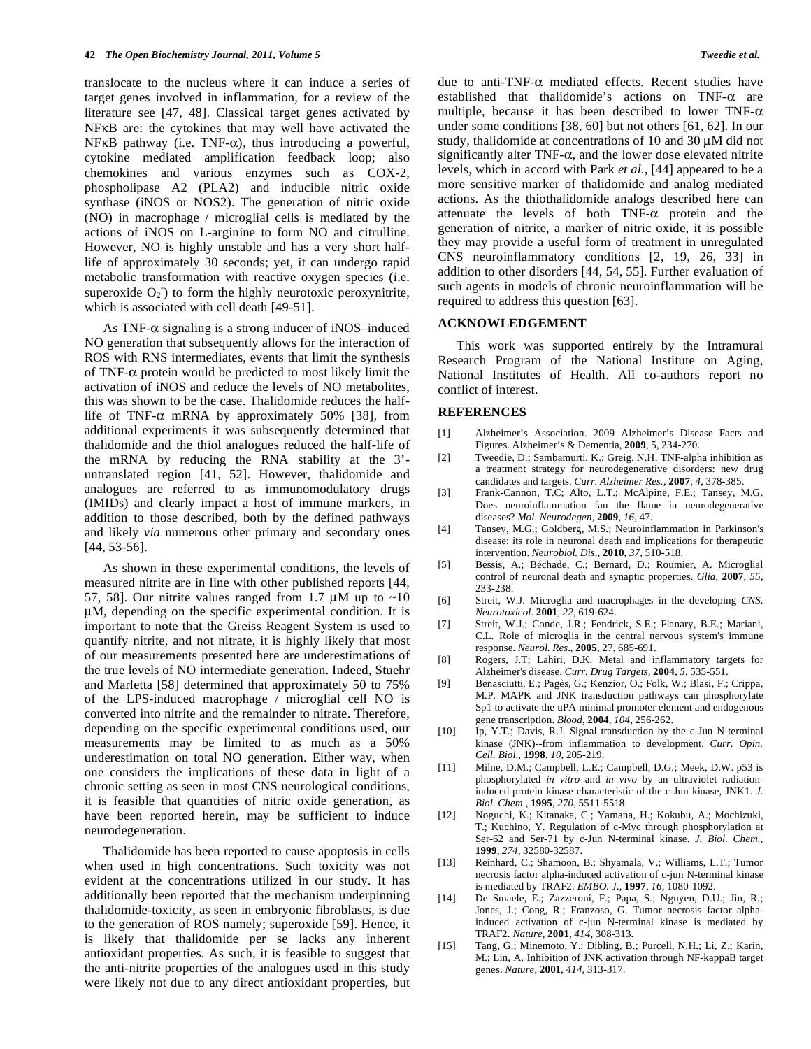translocate to the nucleus where it can induce a series of target genes involved in inflammation, for a review of the literature see [47, 48]. Classical target genes activated by NFκB are: the cytokines that may well have activated the NFκB pathway (i.e. TNF-α), thus introducing a powerful, cytokine mediated amplification feedback loop; also chemokines and various enzymes such as COX-2, phospholipase A2 (PLA2) and inducible nitric oxide synthase (iNOS or NOS2). The generation of nitric oxide (NO) in macrophage / microglial cells is mediated by the actions of iNOS on L-arginine to form NO and citrulline. However, NO is highly unstable and has a very short half-life of approximately 30 seconds; yet, it can undergo rapid metabolic transformation with reactive oxygen species (i.e. superoxide $O_2^-$) to form the highly neurotoxic peroxynitrite, which is associated with cell death [49-51].

As TNF-α signaling is a strong inducer of iNOS–induced NO generation that subsequently allows for the interaction of ROS with RNS intermediates, events that limit the synthesis of TNF-α protein would be predicted to most likely limit the activation of iNOS and reduce the levels of NO metabolites, this was shown to be the case. Thalidomide reduces the half-life of TNF-α mRNA by approximately 50% [38], from additional experiments it was subsequently determined that thalidomide and the thiol analogues reduced the half-life of the mRNA by reducing the RNA stability at the 3'-untranslated region [41, 52]. However, thalidomide and analogues are referred to as immunomodulatory drugs (IMIDs) and clearly impact a host of immune markers, in addition to those described, both by the defined pathways and likely *via* numerous other primary and secondary ones [44, 53-56].

As shown in these experimental conditions, the levels of measured nitrite are in line with other published reports [44, 57, 58]. Our nitrite values ranged from 1.7 μM up to ~10 μM, depending on the specific experimental condition. It is important to note that the Greiss Reagent System is used to quantify nitrite, and not nitrate, it is highly likely that most of our measurements presented here are underestimations of the true levels of NO intermediate generation. Indeed, Stuehr and Marletta [58] determined that approximately 50 to 75% of the LPS-induced macrophage / microglial cell NO is converted into nitrite and the remainder to nitrate. Therefore, depending on the specific experimental conditions used, our measurements may be limited to as much as a 50% underestimation on total NO generation. Either way, when one considers the implications of these data in light of a chronic setting as seen in most CNS neurological conditions, it is feasible that quantities of nitric oxide generation, as have been reported herein, may be sufficient to induce neurodegeneration.

Thalidomide has been reported to cause apoptosis in cells when used in high concentrations. Such toxicity was not evident at the concentrations utilized in our study. It has additionally been reported that the mechanism underpinning thalidomide-toxicity, as seen in embryonic fibroblasts, is due to the generation of ROS namely; superoxide [59]. Hence, it is likely that thalidomide per se lacks any inherent antioxidant properties. As such, it is feasible to suggest that the anti-nitrite properties of the analogues used in this study were likely not due to any direct antioxidant properties, but due to anti-TNF-α mediated effects. Recent studies have established that thalidomide's actions on TNF-α are multiple, because it has been described to lower TNF-α under some conditions [38, 60] but not others [61, 62]. In our study, thalidomide at concentrations of 10 and 30 μM did not significantly alter TNF-α, and the lower dose elevated nitrite levels, which in accord with Park *et al.*, [44] appeared to be a more sensitive marker of thalidomide and analog mediated actions. As the thiothalidomide analogs described here can attenuate the levels of both TNF-α protein and the generation of nitrite, a marker of nitric oxide, it is possible they may provide a useful form of treatment in unregulated CNS neuroinflammatory conditions [2, 19, 26, 33] in addition to other disorders [44, 54, 55]. Further evaluation of such agents in models of chronic neuroinflammation will be required to address this question [63].

## ACKNOWLEDGEMENT

This work was supported entirely by the Intramural Research Program of the National Institute on Aging, National Institutes of Health. All co-authors report no conflict of interest.

## REFERENCES

[1] Alzheimer's Association. 2009 Alzheimer's Disease Facts and Figures. Alzheimer's & Dementia, **2009**, 5, 234-270.

[2] Tweedie, D.; Sambamurti, K.; Greig, N.H. TNF-alpha inhibition as a treatment strategy for neurodegenerative disorders: new drug candidates and targets. *Curr. Alzheimer Res.*, **2007**, *4*, 378-385.

[3] Frank-Cannon, T.C; Alto, L.T.; McAlpine, F.E.; Tansey, M.G. Does neuroinflammation fan the flame in neurodegenerative diseases? *Mol. Neurodegen*, **2009**, *16*, 47.

[4] Tansey, M.G.; Goldberg, M.S.; Neuroinflammation in Parkinson's disease: its role in neuronal death and implications for therapeutic intervention. *Neurobiol. Dis*., **2010**, *37*, 510-518.

[5] Bessis, A.; Béchade, C.; Bernard, D.; Roumier, A. Microglial control of neuronal death and synaptic properties. *Glia*, **2007**, *55*, 233-238.

[6] Streit, W.J. Microglia and macrophages in the developing *CNS. Neurotoxicol*. **2001**, *22*, 619-624.

[7] Streit, W.J.; Conde, J.R.; Fendrick, S.E.; Flanary, B.E.; Mariani, C.L. Role of microglia in the central nervous system's immune response. *Neurol. Res*., **2005**, 27, 685-691.

[8] Rogers, J.T; Lahiri, D.K. Metal and inflammatory targets for Alzheimer's disease. *Curr. Drug Targets*, **2004**, *5*, 535-551.

[9] Benasciutti, E.; Pagès, G.; Kenzior, O.; Folk, W.; Blasi, F.; Crippa, M.P. MAPK and JNK transduction pathways can phosphorylate Sp1 to activate the uPA minimal promoter element and endogenous gene transcription. *Blood*, **2004**, *104*, 256-262.

[10] Ip, Y.T.; Davis, R.J. Signal transduction by the c-Jun N-terminal kinase (JNK)--from inflammation to development. *Curr. Opin. Cell. Biol.*, **1998**, *10*, 205-219.

[11] Milne, D.M.; Campbell, L.E.; Campbell, D.G.; Meek, D.W. p53 is phosphorylated *in vitro* and *in vivo* by an ultraviolet radiation-induced protein kinase characteristic of the c-Jun kinase, JNK1. *J. Biol. Chem.*, **1995**, *270*, 5511-5518.

[12] Noguchi, K.; Kitanaka, C.; Yamana, H.; Kokubu, A.; Mochizuki, T.; Kuchino, Y. Regulation of c-Myc through phosphorylation at Ser-62 and Ser-71 by c-Jun N-terminal kinase. *J. Biol. Chem.*, **1999**, *274*, 32580-32587.

[13] Reinhard, C.; Shamoon, B.; Shyamala, V.; Williams, L.T.; Tumor necrosis factor alpha-induced activation of c-jun N-terminal kinase is mediated by TRAF2. *EMBO. J*., **1997**, *16*, 1080-1092.

[14] De Smaele, E.; Zazzeroni, F.; Papa, S.; Nguyen, D.U.; Jin, R.; Jones, J.; Cong, R.; Franzoso, G. Tumor necrosis factor alpha-induced activation of c-jun N-terminal kinase is mediated by TRAF2. *Nature*, **2001**, *414*, 308-313.

[15] Tang, G.; Minemoto, Y.; Dibling, B.; Purcell, N.H.; Li, Z.; Karin, M.; Lin, A. Inhibition of JNK activation through NF-kappaB target genes. *Nature*, **2001**, *414*, 313-317.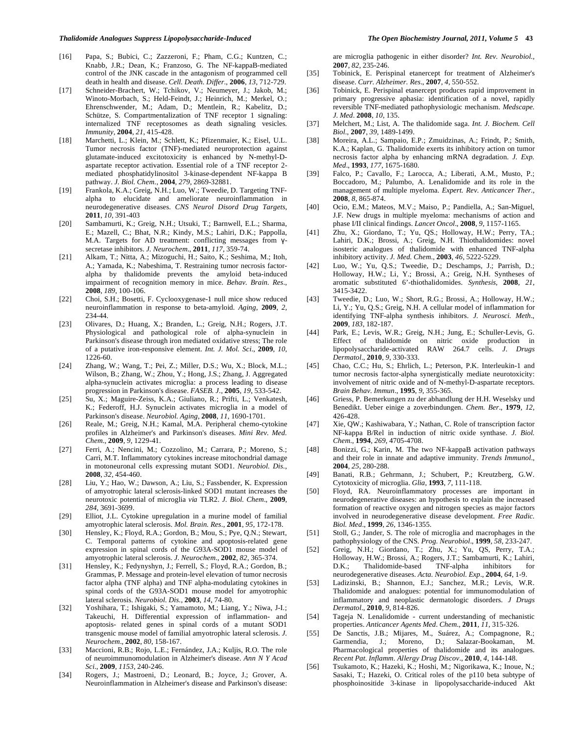[16] Papa, S.; Bubici, C.; Zazzeroni, F.; Pham, C.G.; Kuntzen, C.; Knabb, J.R.; Dean, K.; Franzoso, G. The NF-kappaB-mediated control of the JNK cascade in the antagonism of programmed cell death in health and disease. *Cell. Death. Differ*., **2006**, *13*, 712-729.

[17] Schneider-Brachert, W.; Tchikov, V.; Neumeyer, J.; Jakob, M.; Winoto-Morbach, S.; Held-Feindt, J.; Heinrich, M.; Merkel, O.; Ehrenschwender, M.; Adam, D.; Mentlein, R.; Kabelitz, D.; Schütze, S. Compartmentalization of TNF receptor 1 signaling: internalized TNF receptosomes as death signaling vesicles. *Immunity*, **2004**, *21*, 415-428.

[18] Marchetti, L.; Klein, M.; Schlett, K.; Pfizenmaier, K.; Eisel, U.L. Tumor necrosis factor (TNF)-mediated neuroprotection against glutamate-induced excitotoxicity is enhanced by N-methyl-D-aspartate receptor activation. Essential role of a TNF receptor 2-mediated phosphatidylinositol 3-kinase-dependent NF-kappa B pathway. *J. Biol. Chem.*, **2004**, *279*, 2869-32881.

[19] Frankola, K.A.; Greig, N.H.; Luo, W.; Tweedie, D. Targeting TNF-alpha to elucidate and ameliorate neuroinflammation in neurodegenerative diseases. *CNS Neurol Disord Drug Targets*, **2011**, *10*, 391-403

[20] Sambamurti, K.; Greig, N.H.; Utsuki, T.; Barnwell, E.L.; Sharma, E.; Mazell, C.; Bhat, N.R.; Kindy, M.S.; Lahiri, D.K.; Pappolla, M.A. Targets for AD treatment: conflicting messages from γ-secretase inhibitors. *J. Neurochem*., **2011**, *117*, 359-74.

[21] Alkam, T.; Nitta, A.; Mizoguchi, H.; Saito, K.; Seshima, M.; Itoh, A.; Yamada, K.; Nabeshima, T. Restraining tumor necrosis factor-alpha by thalidomide prevents the amyloid beta-induced impairment of recognition memory in mice. *Behav. Brain. Res*., **2008**, *189*, 100-106.

[22] Choi, S.H.; Bosetti, F. Cyclooxygenase-1 null mice show reduced neuroinflammation in response to beta-amyloid. *Aging*, **2009**, *2*, 234-44.

[23] Olivares, D.; Huang, X.; Branden, L.; Greig, N.H.; Rogers, J.T. Physiological and pathological role of alpha-synuclein in Parkinson's disease through iron mediated oxidative stress; The role of a putative iron-responsive element. *Int. J. Mol. Sci*., **2009**, *10*, 1226-60.

[24] Zhang, W.; Wang, T.; Pei, Z.; Miller, D.S.; Wu, X.; Block, M.L.; Wilson, B.; Zhang, W.; Zhou, Y.; Hong, J.S.; Zhang, J. Aggregated alpha-synuclein activates microglia: a process leading to disease progression in Parkinson's disease. *FASEB. J*., **2005**, *19*, 533-542.

[25] Su, X.; Maguire-Zeiss, K.A.; Giuliano, R.; Prifti, L.; Venkatesh, K.; Federoff, H.J. Synuclein activates microglia in a model of Parkinson's disease. *Neurobiol. Aging*, **2008**, *11*, 1690-1701.

[26] Reale, M.; Greig, N.H.; Kamal, M.A. Peripheral chemo-cytokine profiles in Alzheimer's and Parkinson's diseases. *Mini Rev. Med. Chem*., **2009**, *9*, 1229-41.

[27] Ferri, A.; Nencini, M.; Cozzolino, M.; Carrara, P.; Moreno, S.; Carrì, M.T. Inflammatory cytokines increase mitochondrial damage in motoneuronal cells expressing mutant SOD1. *Neurobiol. Dis.*, **2008**, *32*, 454-460.

[28] Liu, Y.; Hao, W.; Dawson, A.; Liu, S.; Fassbender, K. Expression of amyotrophic lateral sclerosis-linked SOD1 mutant increases the neurotoxic potential of microglia *via* TLR2. *J. Biol. Chem*., **2009**, *284*, 3691-3699.

[29] Elliot, J.L. Cytokine upregulation in a murine model of familial amyotrophic lateral sclerosis. *Mol. Brain. Res.*, **2001**, *95*, 172-178.

[30] Hensley, K.; Floyd, R.A.; Gordon, B.; Mou, S.; Pye, Q.N.; Stewart, C. Temporal patterns of cytokine and apoptosis-related gene expression in spinal cords of the G93A-SOD1 mouse model of amyotrophic lateral sclerosis. *J. Neurochem*., **2002**, *82*, 365-374.

[31] Hensley, K.; Fedynyshyn, J.; Ferrell, S.; Floyd, R.A.; Gordon, B.; Grammas, P. Message and protein-level elevation of tumor necrosis factor alpha (TNF alpha) and TNF alpha-modulating cytokines in spinal cords of the G93A-SOD1 mouse model for amyotrophic lateral sclerosis. *Neurobiol. Dis.*, **2003**, *14*, 74-80.

[32] Yoshihara, T.; Ishigaki, S.; Yamamoto, M.; Liang, Y.; Niwa, J-I.; Takeuchi, H. Differential expression of inflammation- and apoptosis- related genes in spinal cords of a mutant SOD1 transgenic mouse model of familial amyotrophic lateral sclerosis. *J. Neurochem*., **2002**, *80*, 158-167.

[33] Maccioni, R.B.; Rojo, L.E.; Fernández, J.A.; Kuljis, R.O. The role of neuroimmunomodulation in Alzheimer's disease. *Ann N Y Acad Sci*., **2009**, *1153*, 240-246.

[34] Rogers, J.; Mastroeni, D.; Leonard, B.; Joyce, J.; Grover, A. Neuroinflammation in Alzheimer's disease and Parkinson's disease: are microglia pathogenic in either disorder? *Int. Rev. Neurobiol.*, **2007**, *82*, 235-246.

[35] Tobinick, E. Perispinal etanercept for treatment of Alzheimer's disease. *Curr. Alzheimer. Res*., **2007**, *4*, 550-552.

[36] Tobinick, E. Perispinal etanercept produces rapid improvement in primary progressive aphasia: identification of a novel, rapidly reversible TNF-mediated pathophysiologic mechanism. *Medscape. J. Med*. **2008**, *10*, 135.

[37] Melchert, M.; List, A. The thalidomide saga. *Int. J. Biochem. Cell Biol*., **2007**, *39*, 1489-1499.

[38] Moreira, A.L.; Sampaio, E.P.; Zmuidzinas, A.; Frindt, P.; Smith, K.A.; Kaplan, G. Thalidomide exerts its inhibitory action on tumor necrosis factor alpha by enhancing mRNA degradation. *J. Exp. Med*., **1993**, *177*, 1675-1680.

[39] Falco, P.; Cavallo, F.; Larocca, A.; Liberati, A.M., Musto, P.; Boccadoro, M.; Palumbo, A. Lenalidomide and its role in the management of multiple myeloma. *Expert. Rev. Anticancer Ther.*, **2008**, *8*, 865-874.

[40] Ocio, E.M.; Mateos, M.V.; Maiso, P.; Pandiella, A.; San-Miguel, J.F. New drugs in multiple myeloma: mechanisms of action and phase I/II clinical findings. *Lancet Oncol*., **2008**, *9*, 1157-1165.

[41] Zhu, X.; Giordano, T.; Yu, QS.; Holloway, H.W.; Perry, TA.; Lahiri, D.K.; Brossi, A.; Greig, N.H. Thiothalidomides: novel isosteric analogues of thalidomide with enhanced TNF-alpha inhibitory activity. *J. Med. Chem*., **2003**, *46*, 5222-5229.

[42] Luo, W.; Yu, Q.S.; Tweedie, D.; Deschamps, J.; Parrish, D.; Holloway, H.W.; Li, Y.; Brossi, A.; Greig, N.H. Syntheses of aromatic substituted 6'-thiothalidomides. *Synthesis*, **2008**, *21*, 3415-3422.

[43] Tweedie, D.; Luo, W.; Short, R.G.; Brossi, A.; Holloway, H.W.; Li, Y.; Yu, Q.S.; Greig, N.H. A cellular model of inflammation for identifying TNF-alpha synthesis inhibitors. *J. Neurosci. Meth*., **2009**, *183*, 182-187.

[44] Park, E.; Levis, W.R.; Greig, N.H.; Jung, E.; Schuller-Levis, G. Effect of thalidomide on nitric oxide production in lipopolysaccharide-activated RAW 264.7 cells. *J. Drugs Dermatol*., **2010**, *9*, 330-333.

[45] Chao, C.C.; Hu, S.; Ehrlich, L.; Peterson, P.K. Interleukin-1 and tumor necrosis factor-alpha synergistically mediate neurotoxicity: involvement of nitric oxide and of N-methyl-D-aspartate receptors. *Brain Behav. Immun*., **1995**, *9*, 355-365.

[46] Griess, P. Bemerkungen zu der abhandlung der H.H. Weselsky und Benedikt. Ueber einige a zoverbindungen. *Chem. Ber*., **1979**, *12*, 426-428.

[47] Xie, QW.; Kashiwabara, Y.; Nathan, C. Role of transcription factor NF-kappa B/Rel in induction of nitric oxide synthase. *J. Biol. Chem*., **1994**, *269*, 4705-4708.

[48] Bonizzi, G.; Karin, M. The two NF-kappaB activation pathways and their role in innate and adaptive immunity. *Trends Immunol*., **2004**, *25*, 280-288.

[49] Banati, R.B.; Gehrmann, J.; Schubert, P.; Kreutzberg, G.W. Cytotoxicity of microglia. *Glia*, **1993**, *7*, 111-118.

[50] Floyd, RA. Neuroinflammatory processes are important in neurodegenerative diseases: an hypothesis to explain the increased formation of reactive oxygen and nitrogen species as major factors involved in neurodegenerative disease development. *Free Radic. Biol. Med*., **1999**, *26*, 1346-1355.

[51] Stoll, G.; Jander, S. The role of microglia and macrophages in the pathophysiology of the CNS. *Prog. Neurobiol*., **1999**, *58*, 233-247.

[52] Greig, N.H.; Giordano, T.; Zhu, X.; Yu, QS, Perry, T.A.; Holloway, H.W.; Brossi, A.; Rogers, J.T.; Sambamurti, K.; Lahiri, D.K.; Thalidomide-based TNF-alpha inhibitors for neurodegenerative diseases. *Acta. Neurobiol. Exp*., **2004**, *64*, 1-9.

[53] Ladizinski, B.; Shannon, E.J.; Sanchez, M.R.; Levis, W.R. Thalidomide and analogues: potential for immunomodulation of inflammatory and neoplastic dermatologic disorders. *J Drugs Dermatol*., **2010**, *9*, 814-826.

[54] Tageja N. Lenalidomide - current understanding of mechanistic properties. *Anticancer Agents Med. Chem*., **2011**, *11*, 315-326.

[55] De Sanctis, J.B.; Mijares, M., Suárez, A.; Compagnone, R.; Garmendia, J.; Moreno, D.; Salazar-Bookaman, M. Pharmacological properties of thalidomide and its analogues. *Recent Pat. Inflamm. Allergy Drug Discov*., **2010**, *4*, 144-148.

[56] Tsukamoto, K.; Hazeki, K.; Hoshi, M.; Nigorikawa, K.; Inoue, N.; Sasaki, T.; Hazeki, O. Critical roles of the p110 beta subtype of phosphoinositide 3-kinase in lipopolysaccharide-induced Akt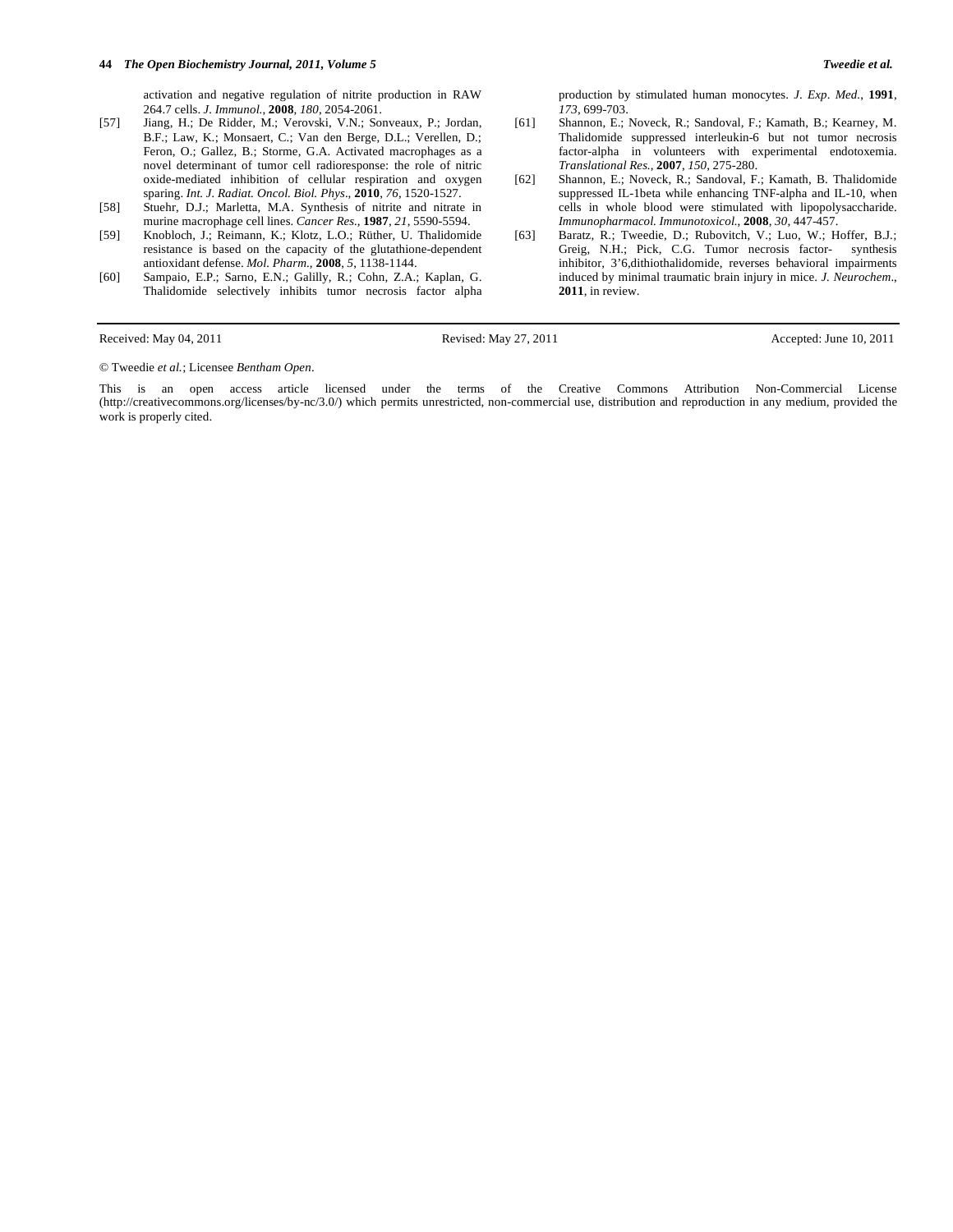activation and negative regulation of nitrite production in RAW 264.7 cells. *J. Immunol.*, **2008**, *180*, 2054-2061.

[57] Jiang, H.; De Ridder, M.; Verovski, V.N.; Sonveaux, P.; Jordan, B.F.; Law, K.; Monsaert, C.; Van den Berge, D.L.; Verellen, D.; Feron, O.; Gallez, B.; Storme, G.A. Activated macrophages as a novel determinant of tumor cell radioresponse: the role of nitric oxide-mediated inhibition of cellular respiration and oxygen sparing. *Int. J. Radiat. Oncol. Biol. Phys*., **2010**, *76*, 1520-1527.

[58] Stuehr, D.J.; Marletta, M.A. Synthesis of nitrite and nitrate in murine macrophage cell lines. *Cancer Res.*, **1987**, *21*, 5590-5594.

[59] Knobloch, J.; Reimann, K.; Klotz, L.O.; Rüther, U. Thalidomide resistance is based on the capacity of the glutathione-dependent antioxidant defense. *Mol. Pharm*., **2008**, *5*, 1138-1144.

[60] Sampaio, E.P.; Sarno, E.N.; Galilly, R.; Cohn, Z.A.; Kaplan, G. Thalidomide selectively inhibits tumor necrosis factor alpha production by stimulated human monocytes. *J. Exp. Med.*, **1991**, *173*, 699-703.

[61] Shannon, E.; Noveck, R.; Sandoval, F.; Kamath, B.; Kearney, M. Thalidomide suppressed interleukin-6 but not tumor necrosis factor-alpha in volunteers with experimental endotoxemia. *Translational Res.*, **2007**, *150*, 275-280.

[62] Shannon, E.; Noveck, R.; Sandoval, F.; Kamath, B. Thalidomide suppressed IL-1beta while enhancing TNF-alpha and IL-10, when cells in whole blood were stimulated with lipopolysaccharide. *Immunopharmacol. Immunotoxicol.*, **2008**, *30*, 447-457.

[63] Baratz, R.; Tweedie, D.; Rubovitch, V.; Luo, W.; Hoffer, B.J.; Greig, N.H.; Pick, C.G. Tumor necrosis factor- synthesis inhibitor, 3'6,dithiothalidomide, reverses behavioral impairments induced by minimal traumatic brain injury in mice. *J. Neurochem*., **2011**, in review.

---

Received: May 04, 2011 Revised: May 27, 2011 Accepted: June 10, 2011

© Tweedie *et al.*; Licensee *Bentham Open*.

This is an open access article licensed under the terms of the Creative Commons Attribution Non-Commercial License (http://creativecommons.org/licenses/by-nc/3.0/) which permits unrestricted, non-commercial use, distribution and reproduction in any medium, provided the work is properly cited.